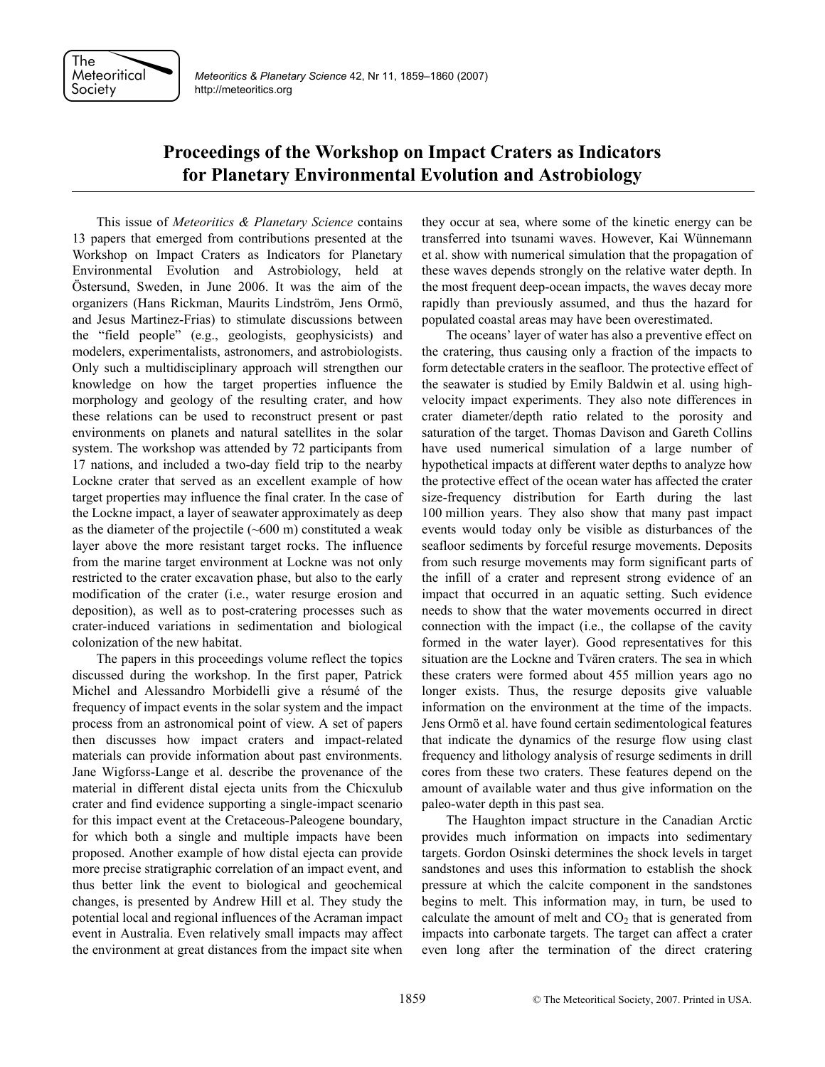# Proceedings of the Workshop on Impact Craters as Indicators for Planetary Environmental Evolution and Astrobiology

This issue of *Meteoritics & Planetary Science* contains 13 papers that emerged from contributions presented at the Workshop on Impact Craters as Indicators for Planetary Environmental Evolution and Astrobiology, held at Östersund, Sweden, in June 2006. It was the aim of the organizers (Hans Rickman, Maurits Lindström, Jens Ormö, and Jesus Martinez-Frias) to stimulate discussions between the "field people" (e.g., geologists, geophysicists) and modelers, experimentalists, astronomers, and astrobiologists. Only such a multidisciplinary approach will strengthen our knowledge on how the target properties influence the morphology and geology of the resulting crater, and how these relations can be used to reconstruct present or past environments on planets and natural satellites in the solar system. The workshop was attended by 72 participants from 17 nations, and included a two-day field trip to the nearby Lockne crater that served as an excellent example of how target properties may influence the final crater. In the case of the Lockne impact, a layer of seawater approximately as deep as the diameter of the projectile (~600 m) constituted a weak layer above the more resistant target rocks. The influence from the marine target environment at Lockne was not only restricted to the crater excavation phase, but also to the early modification of the crater (i.e., water resurge erosion and deposition), as well as to post-cratering processes such as crater-induced variations in sedimentation and biological colonization of the new habitat.

The papers in this proceedings volume reflect the topics discussed during the workshop. In the first paper, Patrick Michel and Alessandro Morbidelli give a résumé of the frequency of impact events in the solar system and the impact process from an astronomical point of view. A set of papers then discusses how impact craters and impact-related materials can provide information about past environments. Jane Wigforss-Lange et al. describe the provenance of the material in different distal ejecta units from the Chicxulub crater and find evidence supporting a single-impact scenario for this impact event at the Cretaceous-Paleogene boundary, for which both a single and multiple impacts have been proposed. Another example of how distal ejecta can provide more precise stratigraphic correlation of an impact event, and thus better link the event to biological and geochemical changes, is presented by Andrew Hill et al. They study the potential local and regional influences of the Acraman impact event in Australia. Even relatively small impacts may affect the environment at great distances from the impact site when they occur at sea, where some of the kinetic energy can be transferred into tsunami waves. However, Kai Wünnemann et al. show with numerical simulation that the propagation of these waves depends strongly on the relative water depth. In the most frequent deep-ocean impacts, the waves decay more rapidly than previously assumed, and thus the hazard for populated coastal areas may have been overestimated.

The oceans' layer of water has also a preventive effect on the cratering, thus causing only a fraction of the impacts to form detectable craters in the seafloor. The protective effect of the seawater is studied by Emily Baldwin et al. using high-velocity impact experiments. They also note differences in crater diameter/depth ratio related to the porosity and saturation of the target. Thomas Davison and Gareth Collins have used numerical simulation of a large number of hypothetical impacts at different water depths to analyze how the protective effect of the ocean water has affected the crater size-frequency distribution for Earth during the last 100 million years. They also show that many past impact events would today only be visible as disturbances of the seafloor sediments by forceful resurge movements. Deposits from such resurge movements may form significant parts of the infill of a crater and represent strong evidence of an impact that occurred in an aquatic setting. Such evidence needs to show that the water movements occurred in direct connection with the impact (i.e., the collapse of the cavity formed in the water layer). Good representatives for this situation are the Lockne and Tvären craters. The sea in which these craters were formed about 455 million years ago no longer exists. Thus, the resurge deposits give valuable information on the environment at the time of the impacts. Jens Ormö et al. have found certain sedimentological features that indicate the dynamics of the resurge flow using clast frequency and lithology analysis of resurge sediments in drill cores from these two craters. These features depend on the amount of available water and thus give information on the paleo-water depth in this past sea.

The Haughton impact structure in the Canadian Arctic provides much information on impacts into sedimentary targets. Gordon Osinski determines the shock levels in target sandstones and uses this information to establish the shock pressure at which the calcite component in the sandstones begins to melt. This information may, in turn, be used to calculate the amount of melt and $CO_2$ that is generated from impacts into carbonate targets. The target can affect a crater even long after the termination of the direct cratering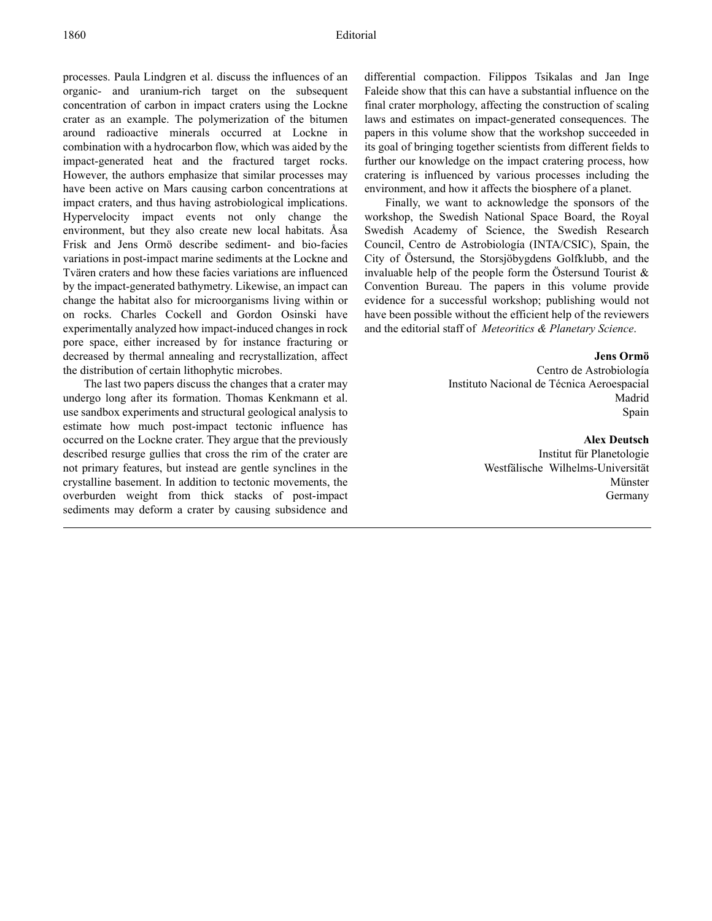processes. Paula Lindgren et al. discuss the influences of an organic- and uranium-rich target on the subsequent concentration of carbon in impact craters using the Lockne crater as an example. The polymerization of the bitumen around radioactive minerals occurred at Lockne in combination with a hydrocarbon flow, which was aided by the impact-generated heat and the fractured target rocks. However, the authors emphasize that similar processes may have been active on Mars causing carbon concentrations at impact craters, and thus having astrobiological implications. Hypervelocity impact events not only change the environment, but they also create new local habitats. Åsa Frisk and Jens Ormö describe sediment- and bio-facies variations in post-impact marine sediments at the Lockne and Tvären craters and how these facies variations are influenced by the impact-generated bathymetry. Likewise, an impact can change the habitat also for microorganisms living within or on rocks. Charles Cockell and Gordon Osinski have experimentally analyzed how impact-induced changes in rock pore space, either increased by for instance fracturing or decreased by thermal annealing and recrystallization, affect the distribution of certain lithophytic microbes.

The last two papers discuss the changes that a crater may undergo long after its formation. Thomas Kenkmann et al. use sandbox experiments and structural geological analysis to estimate how much post-impact tectonic influence has occurred on the Lockne crater. They argue that the previously described resurge gullies that cross the rim of the crater are not primary features, but instead are gentle synclines in the crystalline basement. In addition to tectonic movements, the overburden weight from thick stacks of post-impact sediments may deform a crater by causing subsidence and differential compaction. Filippos Tsikalas and Jan Inge Faleide show that this can have a substantial influence on the final crater morphology, affecting the construction of scaling laws and estimates on impact-generated consequences. The papers in this volume show that the workshop succeeded in its goal of bringing together scientists from different fields to further our knowledge on the impact cratering process, how cratering is influenced by various processes including the environment, and how it affects the biosphere of a planet.

Finally, we want to acknowledge the sponsors of the workshop, the Swedish National Space Board, the Royal Swedish Academy of Science, the Swedish Research Council, Centro de Astrobiología (INTA/CSIC), Spain, the City of Östersund, the Storsjöbygdens Golfklubb, and the invaluable help of the people form the Östersund Tourist & Convention Bureau. The papers in this volume provide evidence for a successful workshop; publishing would not have been possible without the efficient help of the reviewers and the editorial staff of *Meteoritics & Planetary Science*.

**Jens Ormö**
Centro de Astrobiología
Instituto Nacional de Técnica Aeroespacial
Madrid
Spain

**Alex Deutsch**
Institut für Planetologie
Westfälische Wilhelms-Universität
Münster
Germany